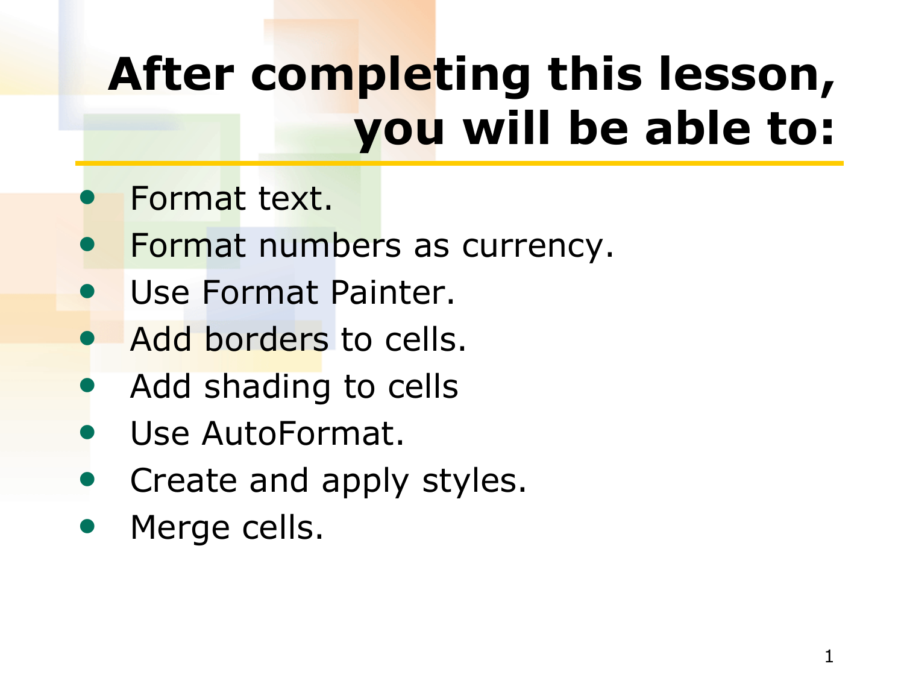# After completing this lesson, you will be able to:

- Format text.
- Format numbers as currency.
- Use Format Painter.
- Add borders to cells.
- Add shading to cells
- Use AutoFormat.
- Create and apply styles.
- Merge cells.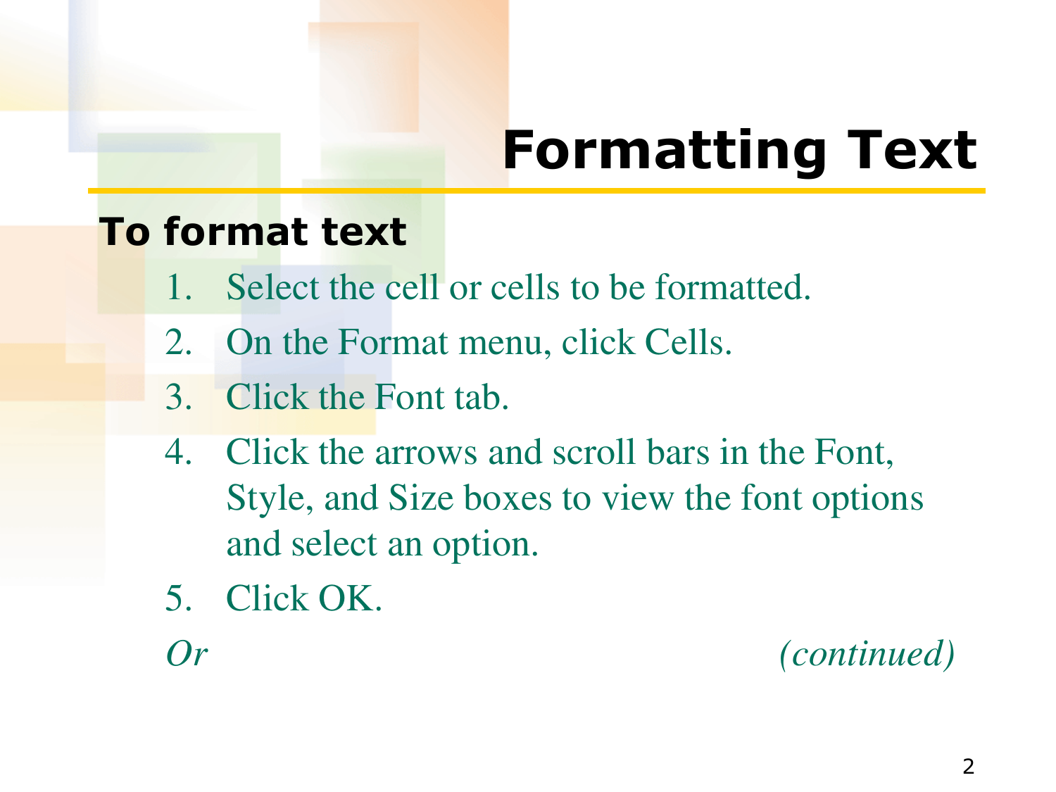# Formatting Text

**To format text**

1. Select the cell or cells to be formatted.
2. On the Format menu, click Cells.
3. Click the Font tab.
4. Click the arrows and scroll bars in the Font, Style, and Size boxes to view the font options and select an option.
5. Click OK.

*Or*

*(continued)*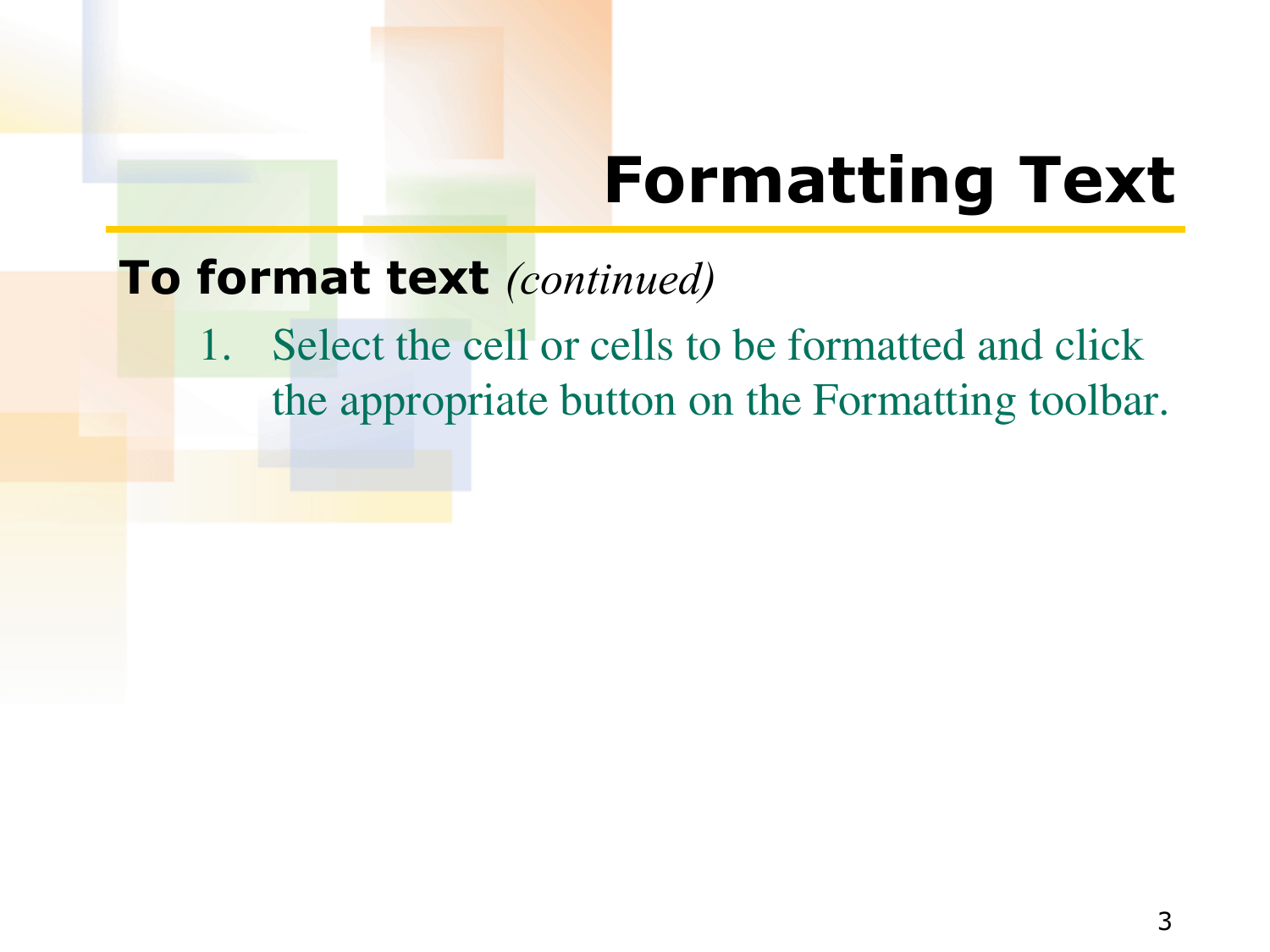# Formatting Text

**To format text** *(continued)*

1. Select the cell or cells to be formatted and click the appropriate button on the Formatting toolbar.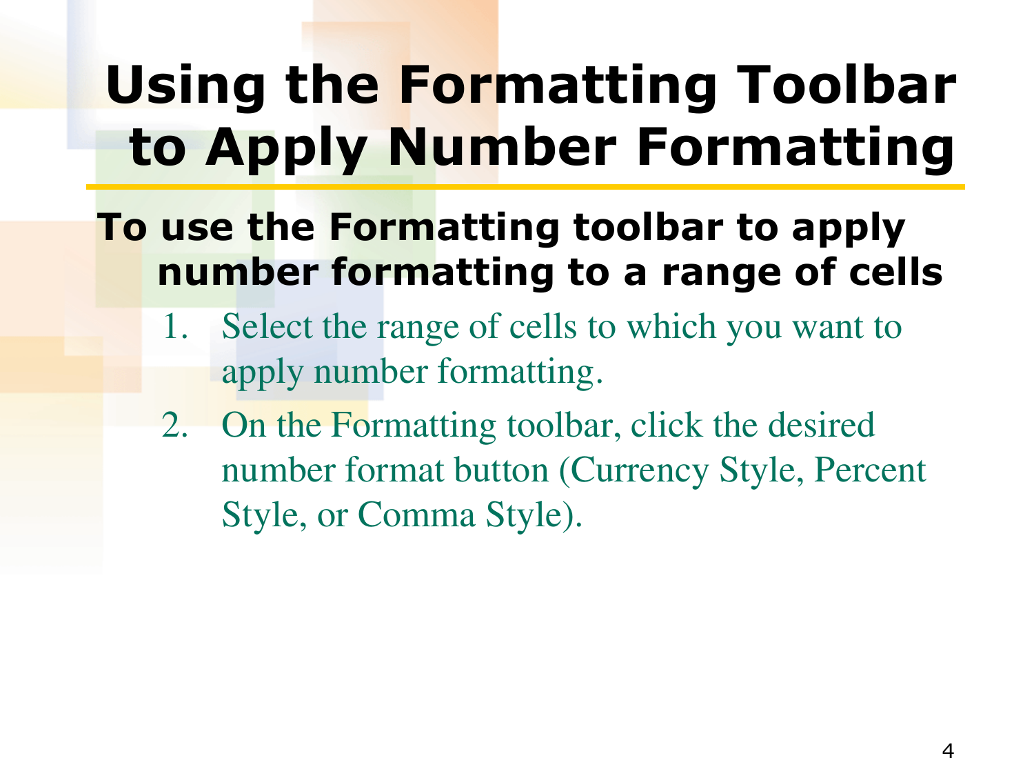# Using the Formatting Toolbar to Apply Number Formatting

**To use the Formatting toolbar to apply number formatting to a range of cells**

1. Select the range of cells to which you want to apply number formatting.
2. On the Formatting toolbar, click the desired number format button (Currency Style, Percent Style, or Comma Style).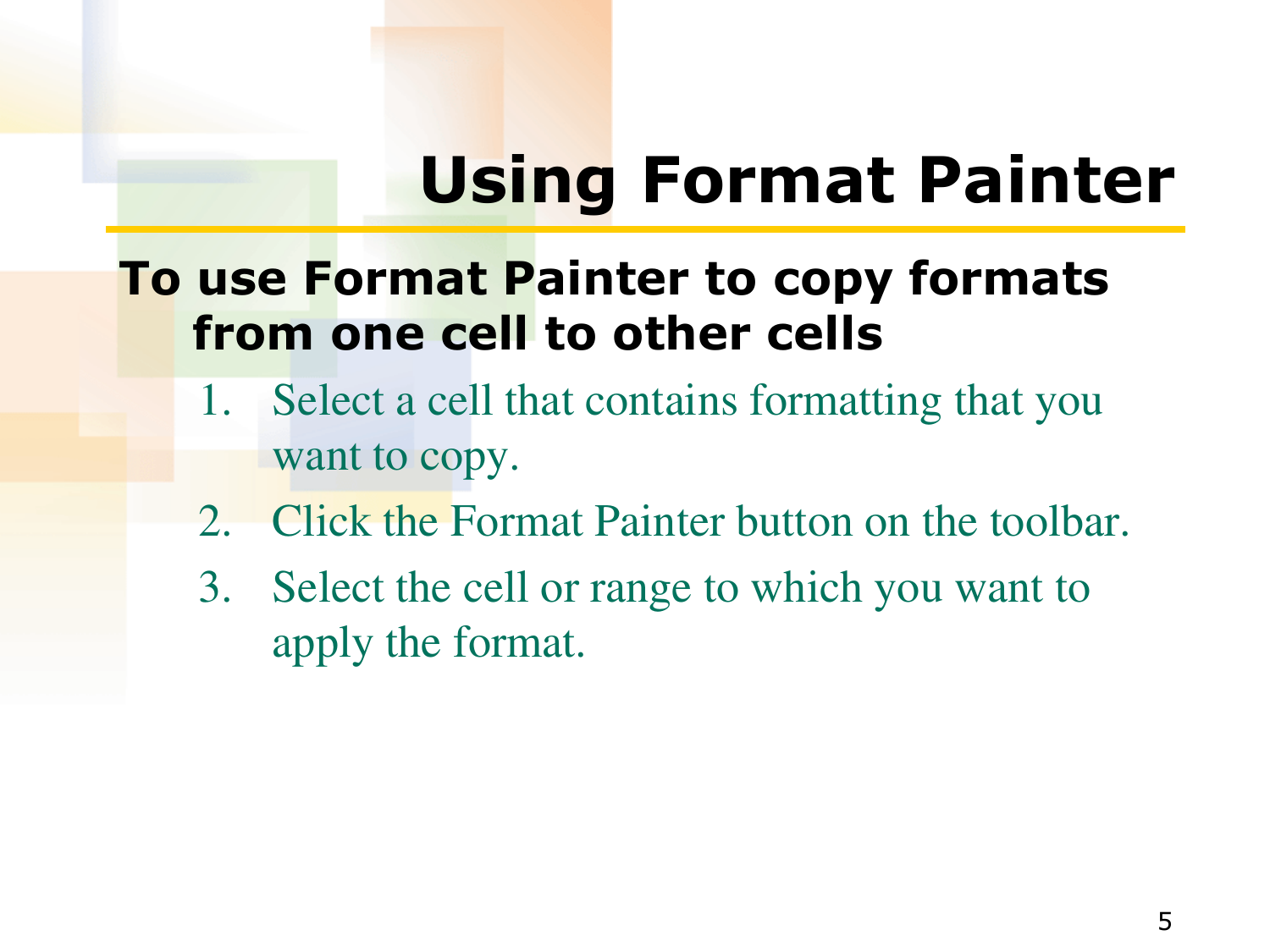# Using Format Painter

**To use Format Painter to copy formats from one cell to other cells**

1. Select a cell that contains formatting that you want to copy.
2. Click the Format Painter button on the toolbar.
3. Select the cell or range to which you want to apply the format.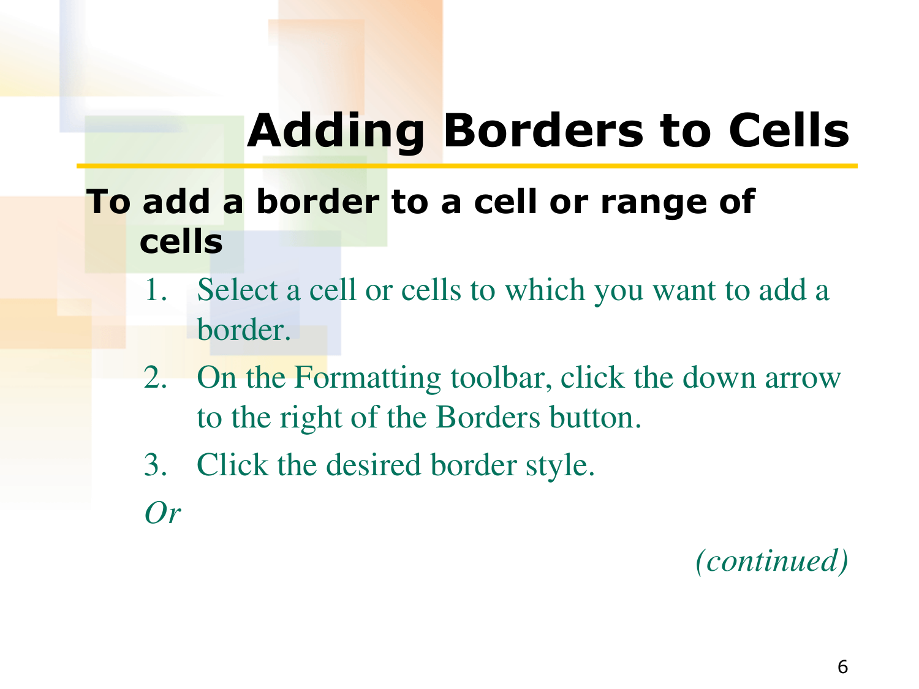# Adding Borders to Cells

**To add a border to a cell or range of cells**

1. Select a cell or cells to which you want to add a border.
2. On the Formatting toolbar, click the down arrow to the right of the Borders button.
3. Click the desired border style.

*Or*

*(continued)*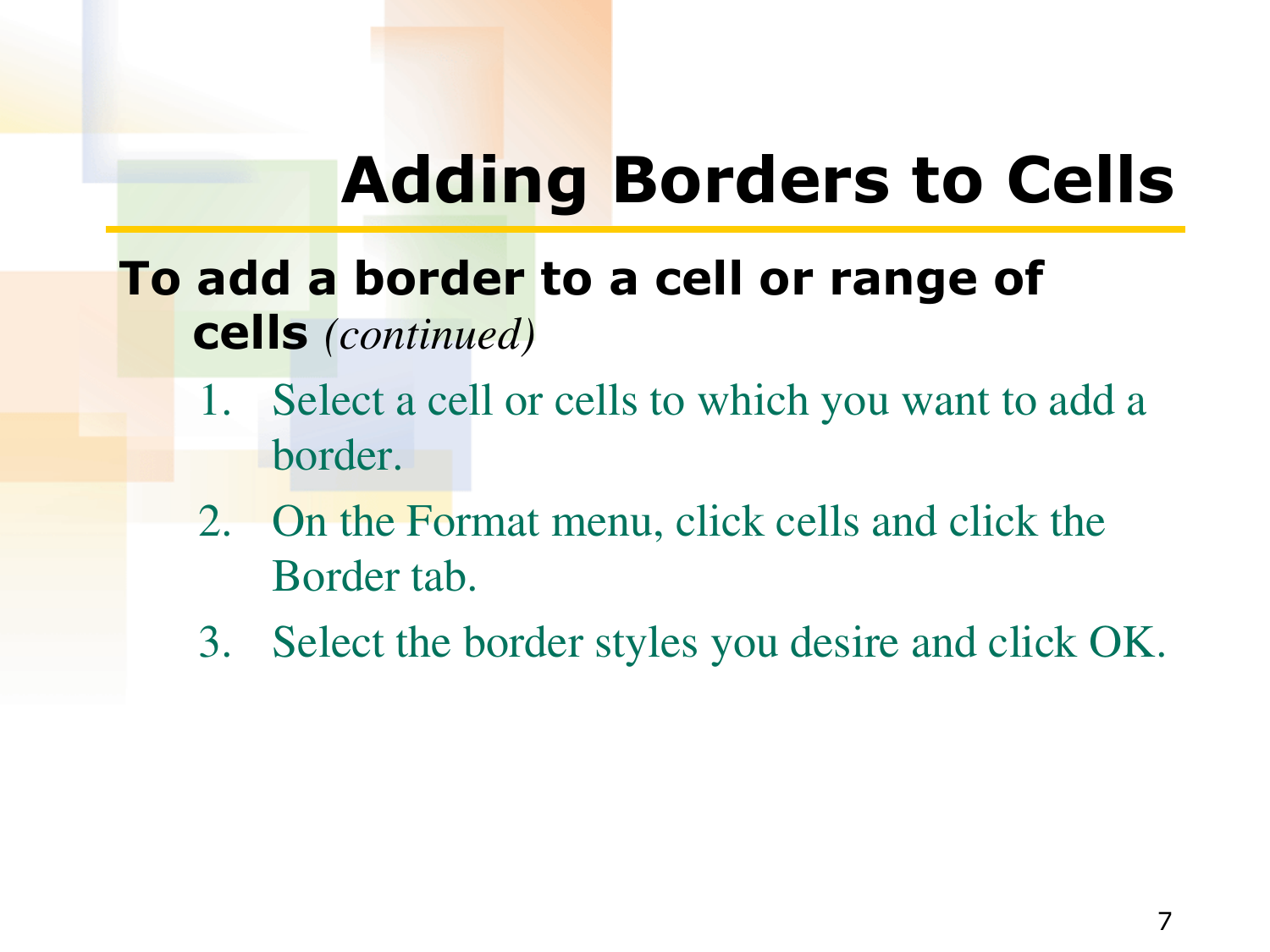# Adding Borders to Cells

**To add a border to a cell or range of cells** *(continued)*

1. Select a cell or cells to which you want to add a border.
2. On the Format menu, click cells and click the Border tab.
3. Select the border styles you desire and click OK.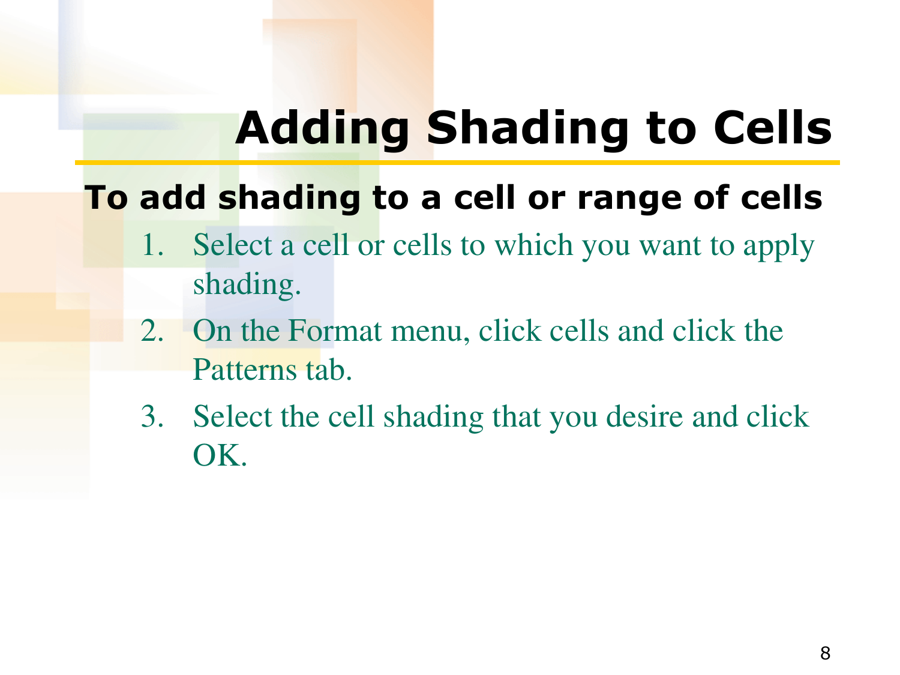# Adding Shading to Cells

**To add shading to a cell or range of cells**

1. Select a cell or cells to which you want to apply shading.
2. On the Format menu, click cells and click the Patterns tab.
3. Select the cell shading that you desire and click OK.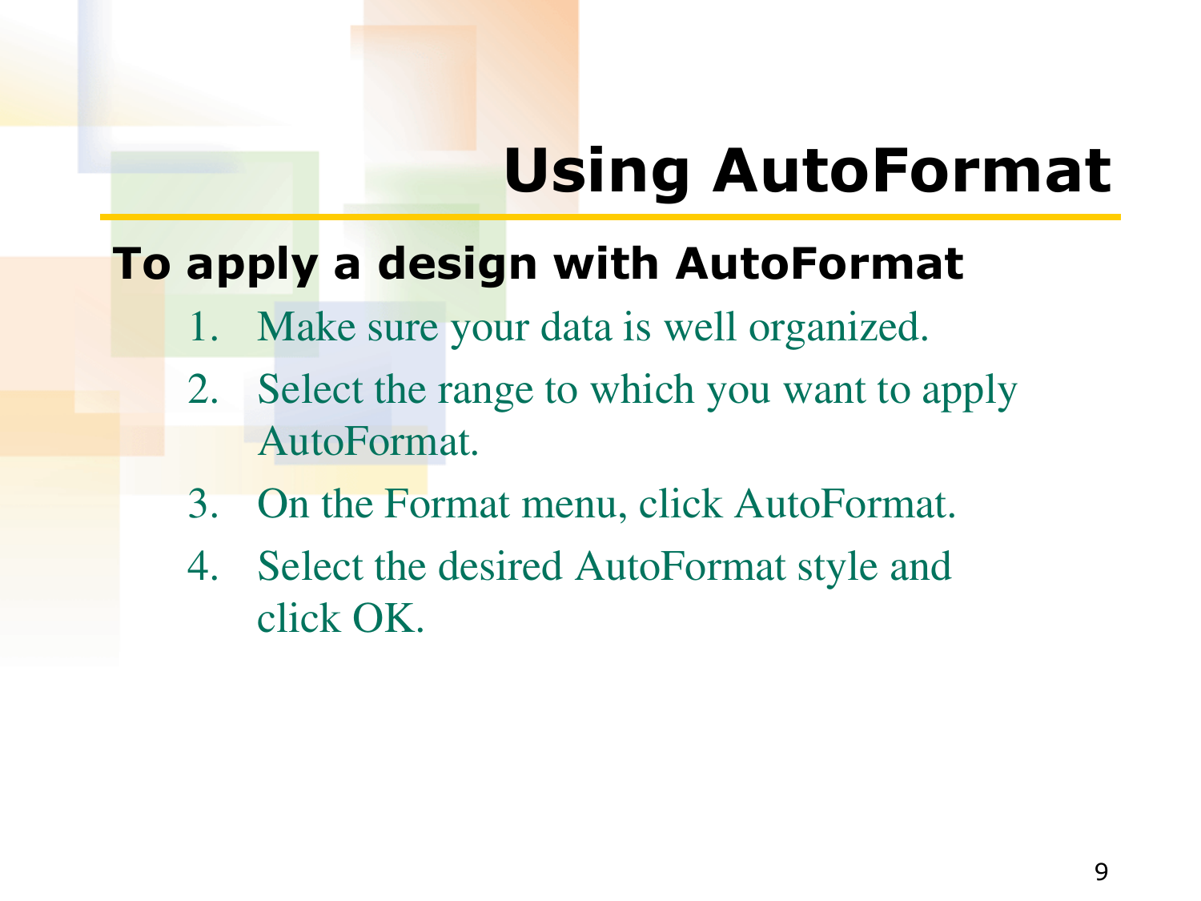# Using AutoFormat

**To apply a design with AutoFormat**

1. Make sure your data is well organized.
2. Select the range to which you want to apply AutoFormat.
3. On the Format menu, click AutoFormat.
4. Select the desired AutoFormat style and click OK.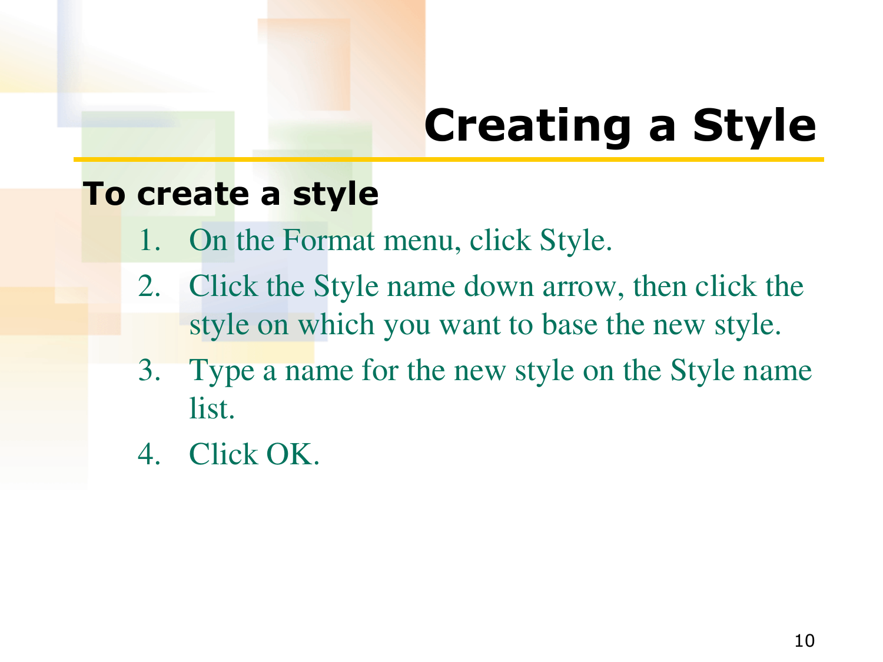# Creating a Style

**To create a style**

1. On the Format menu, click Style.
2. Click the Style name down arrow, then click the style on which you want to base the new style.
3. Type a name for the new style on the Style name list.
4. Click OK.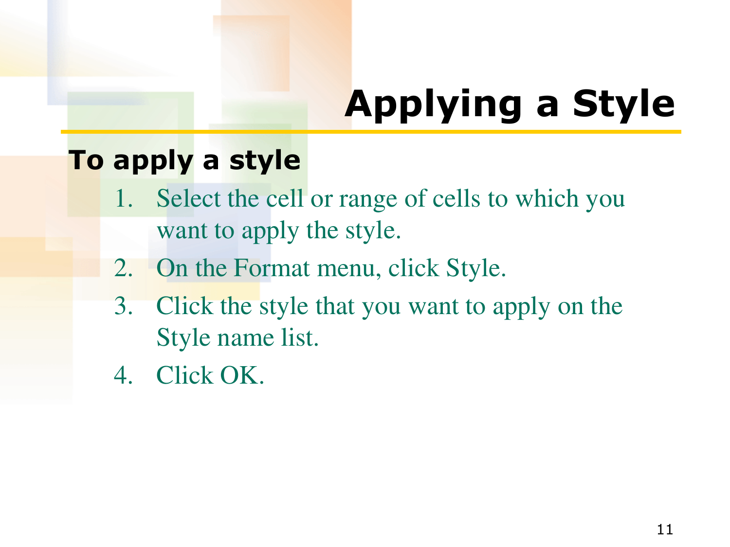# Applying a Style

**To apply a style**

1. Select the cell or range of cells to which you want to apply the style.
2. On the Format menu, click Style.
3. Click the style that you want to apply on the Style name list.
4. Click OK.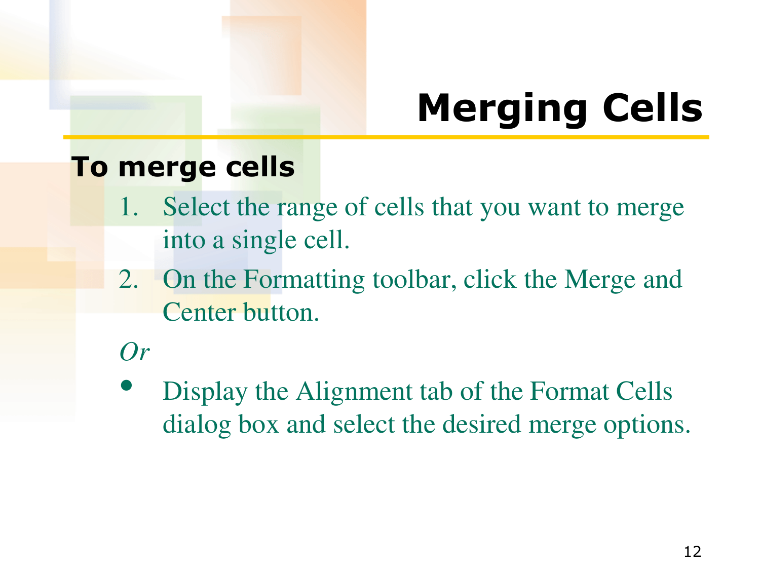# Merging Cells

**To merge cells**

1. Select the range of cells that you want to merge into a single cell.
2. On the Formatting toolbar, click the Merge and Center button.

*Or*

- Display the Alignment tab of the Format Cells dialog box and select the desired merge options.